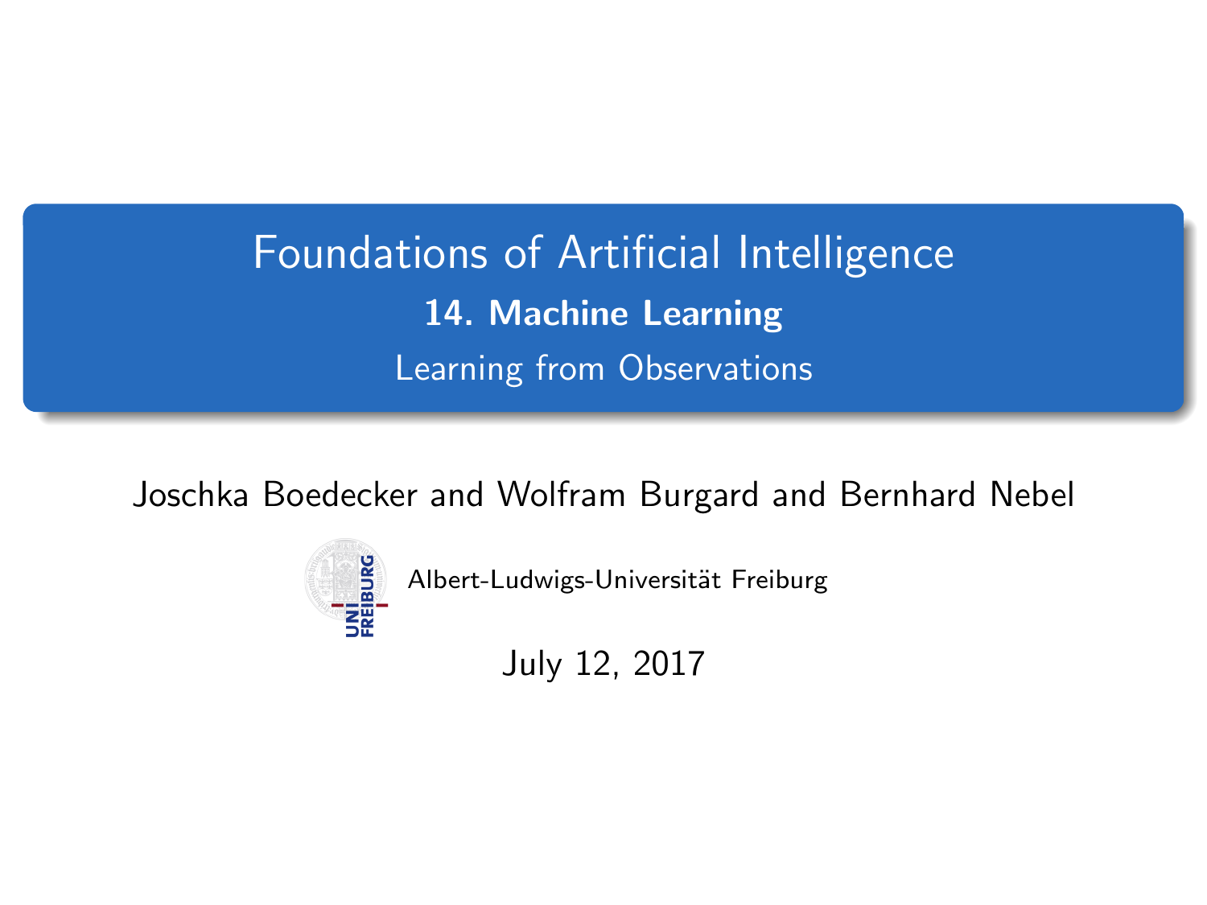# Foundations of Artificial Intelligence

## 14. Machine Learning

Learning from Observations

Joschka Boedecker and Wolfram Burgard and Bernhard Nebel

Albert-Ludwigs-Universität Freiburg

July 12, 2017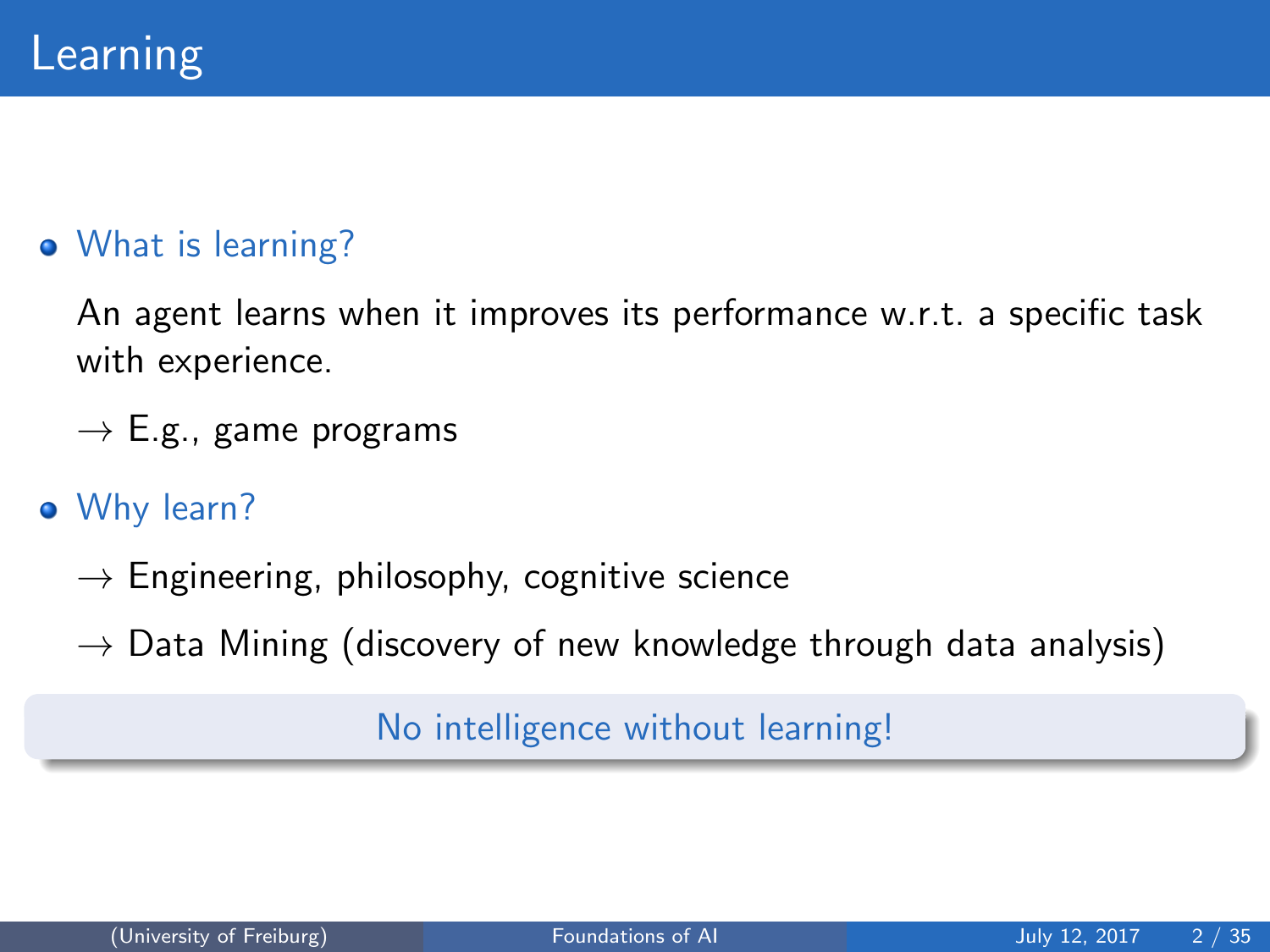# Learning

- What is learning?

  An agent learns when it improves its performance w.r.t. a specific task with experience.

  → E.g., game programs

- Why learn?

  → Engineering, philosophy, cognitive science

  → Data Mining (discovery of new knowledge through data analysis)

**No intelligence without learning!**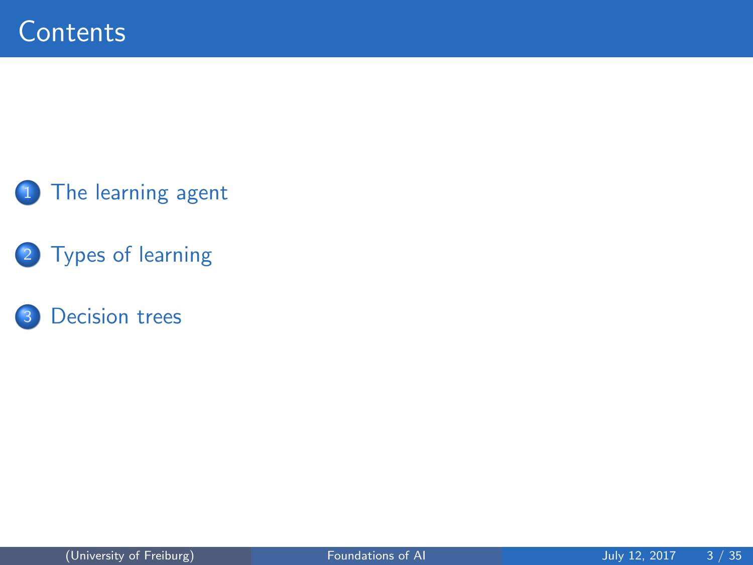# Contents

1. The learning agent
2. Types of learning
3. Decision trees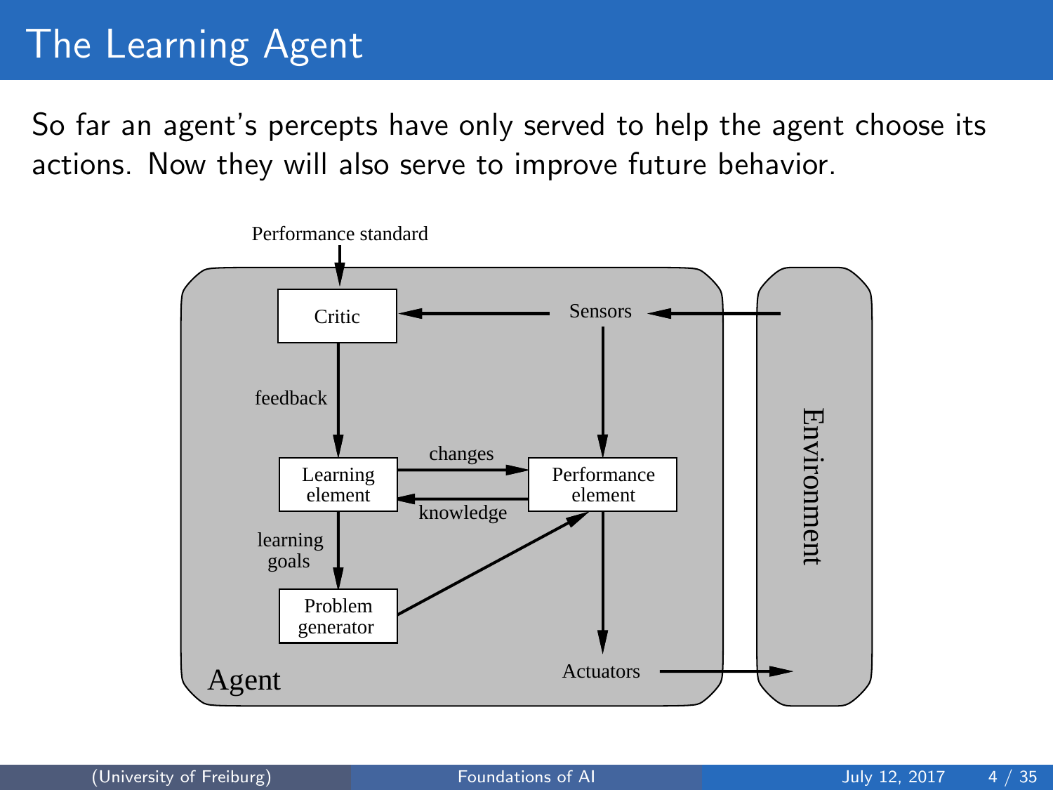# The Learning Agent

So far an agent's percepts have only served to help the agent choose its actions. Now they will also serve to improve future behavior.

Performance standard

Critic

Sensors

feedback

changes

Learning element

Performance element

knowledge

learning goals

Problem generator

Environment

Agent

Actuators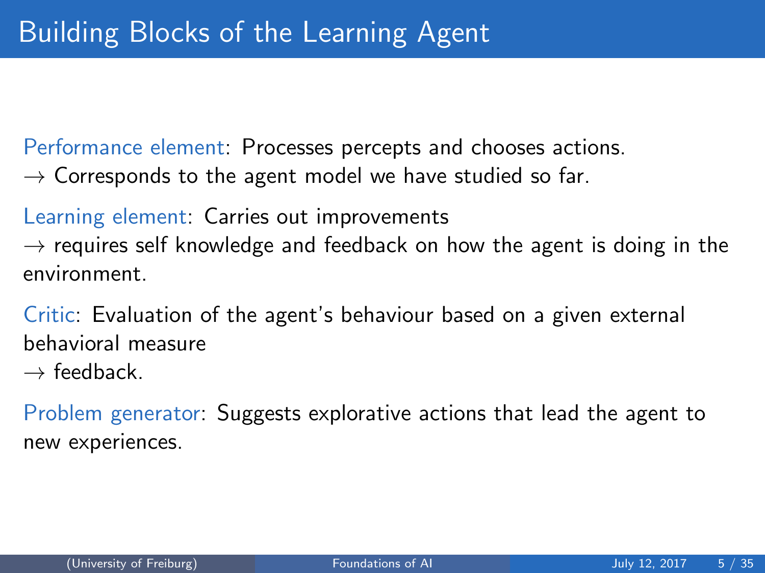# Building Blocks of the Learning Agent

Performance element: Processes percepts and chooses actions.
→ Corresponds to the agent model we have studied so far.

Learning element: Carries out improvements
→ requires self knowledge and feedback on how the agent is doing in the environment.

Critic: Evaluation of the agent's behaviour based on a given external behavioral measure
→ feedback.

Problem generator: Suggests explorative actions that lead the agent to new experiences.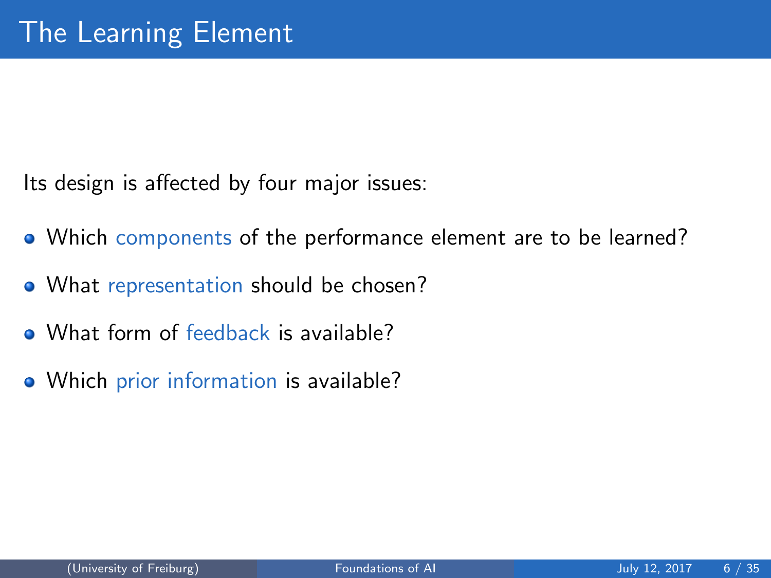# The Learning Element

Its design is affected by four major issues:

- Which components of the performance element are to be learned?
- What representation should be chosen?
- What form of feedback is available?
- Which prior information is available?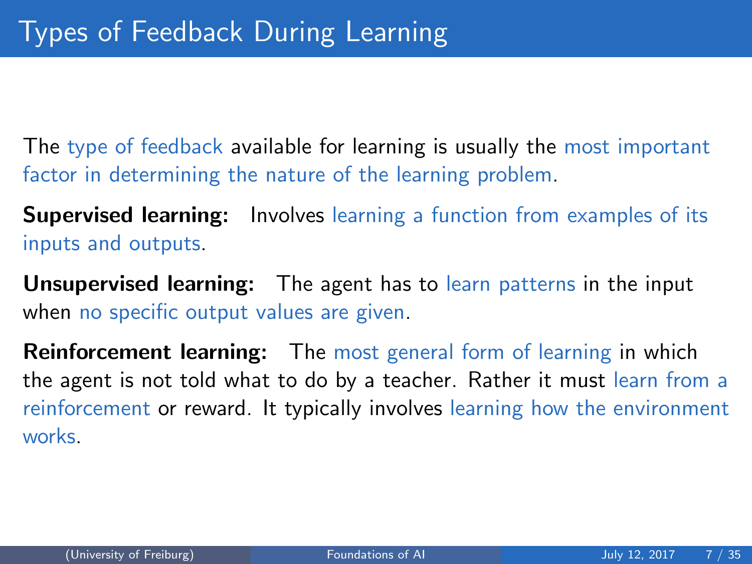# Types of Feedback During Learning

The type of feedback available for learning is usually the most important factor in determining the nature of the learning problem.

**Supervised learning:** Involves learning a function from examples of its inputs and outputs.

**Unsupervised learning:** The agent has to learn patterns in the input when no specific output values are given.

**Reinforcement learning:** The most general form of learning in which the agent is not told what to do by a teacher. Rather it must learn from a reinforcement or reward. It typically involves learning how the environment works.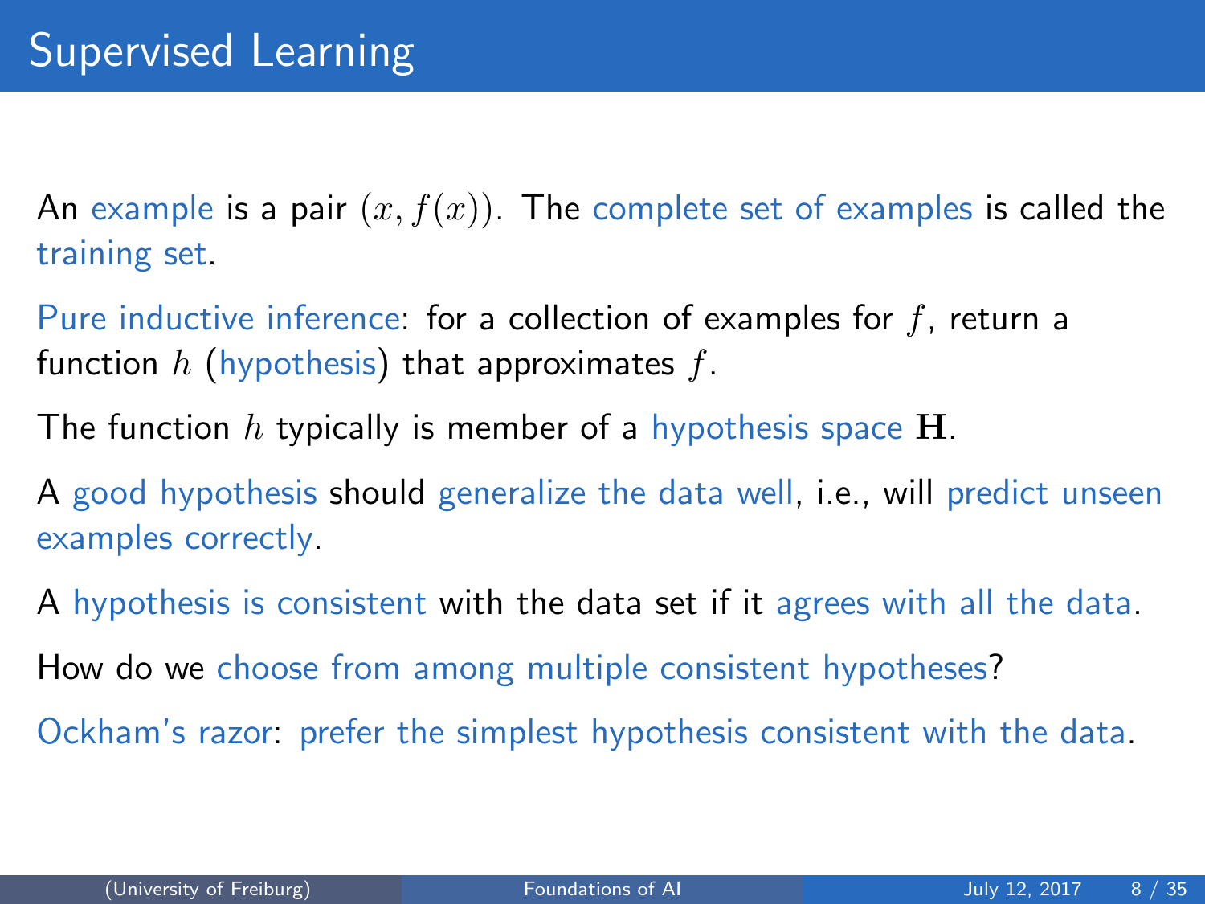# Supervised Learning

An example is a pair $(x, f(x))$. The complete set of examples is called the training set.

Pure inductive inference: for a collection of examples for $f$, return a function $h$ (hypothesis) that approximates $f$.

The function $h$ typically is member of a hypothesis space $\mathbf{H}$.

A good hypothesis should generalize the data well, i.e., will predict unseen examples correctly.

A hypothesis is consistent with the data set if it agrees with all the data.

How do we choose from among multiple consistent hypotheses?

Ockham's razor: prefer the simplest hypothesis consistent with the data.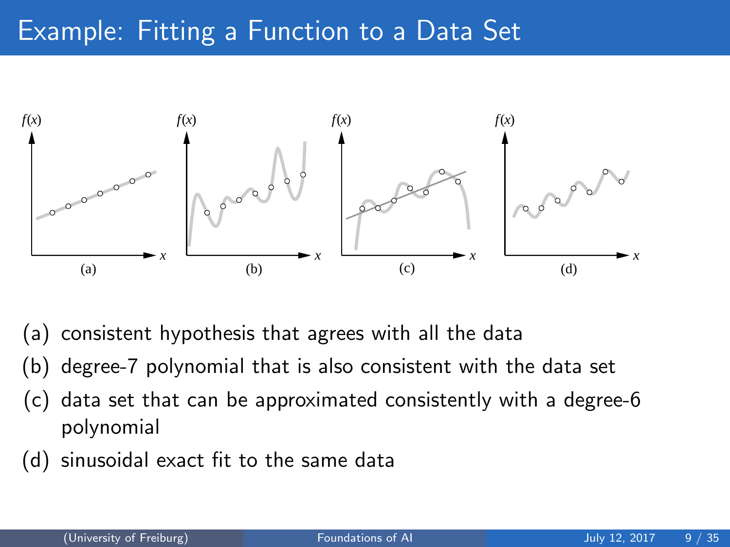# Example: Fitting a Function to a Data Set

(a) consistent hypothesis that agrees with all the data

(b) degree-7 polynomial that is also consistent with the data set

(c) data set that can be approximated consistently with a degree-6 polynomial

(d) sinusoidal exact fit to the same data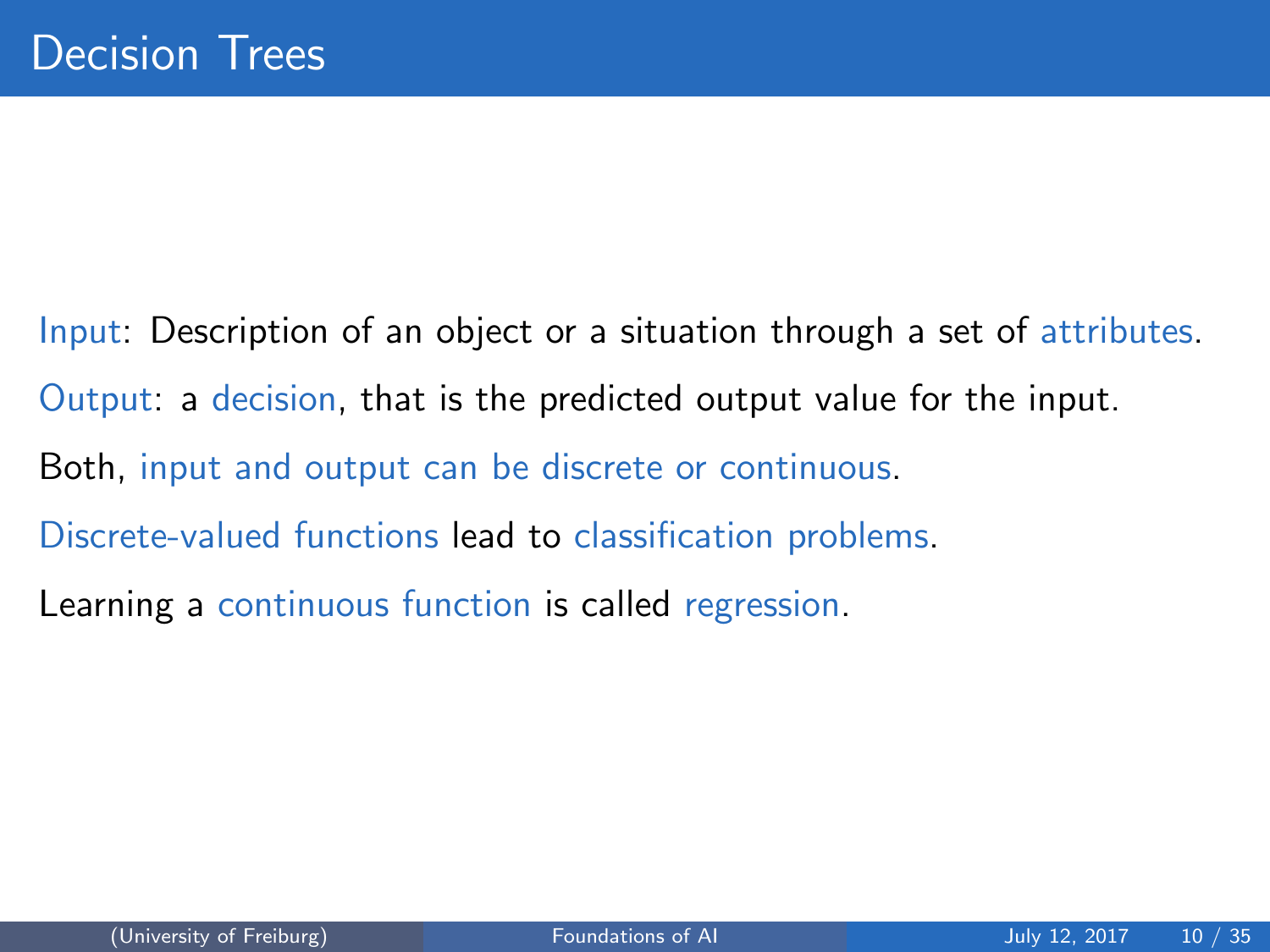# Decision Trees

Input: Description of an object or a situation through a set of attributes.

Output: a decision, that is the predicted output value for the input.

Both, input and output can be discrete or continuous.

Discrete-valued functions lead to classification problems.

Learning a continuous function is called regression.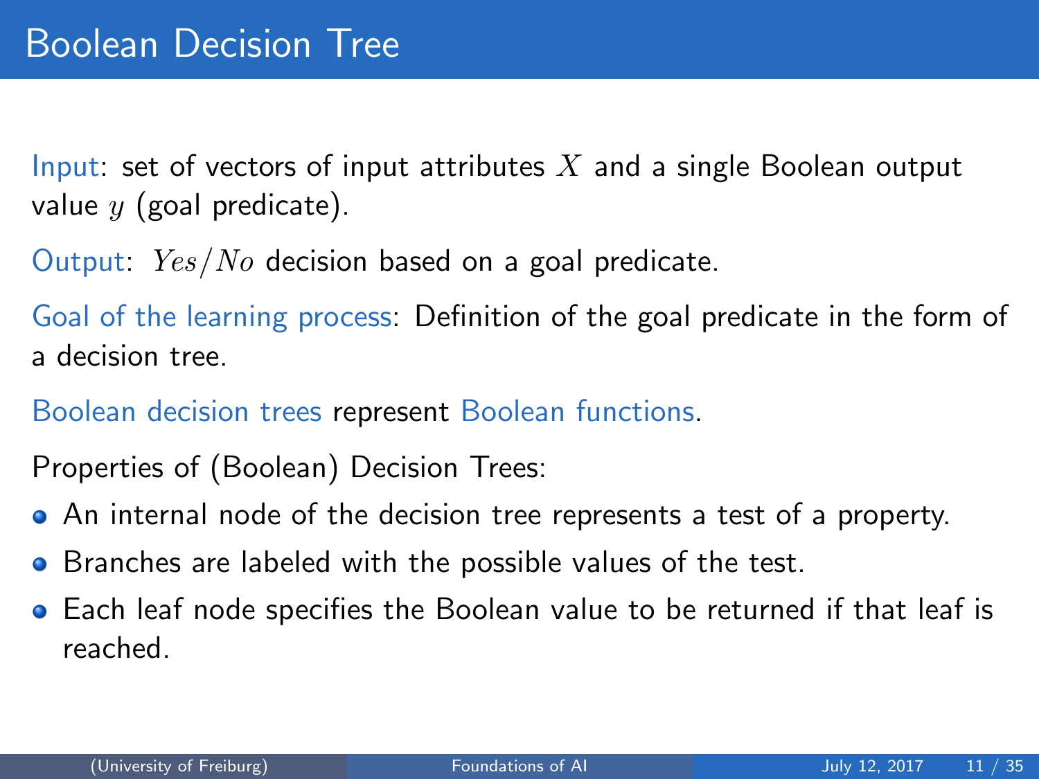# Boolean Decision Tree

Input: set of vectors of input attributes $X$ and a single Boolean output value $y$ (goal predicate).

Output: $Yes/No$ decision based on a goal predicate.

Goal of the learning process: Definition of the goal predicate in the form of a decision tree.

Boolean decision trees represent Boolean functions.

Properties of (Boolean) Decision Trees:

- An internal node of the decision tree represents a test of a property.
- Branches are labeled with the possible values of the test.
- Each leaf node specifies the Boolean value to be returned if that leaf is reached.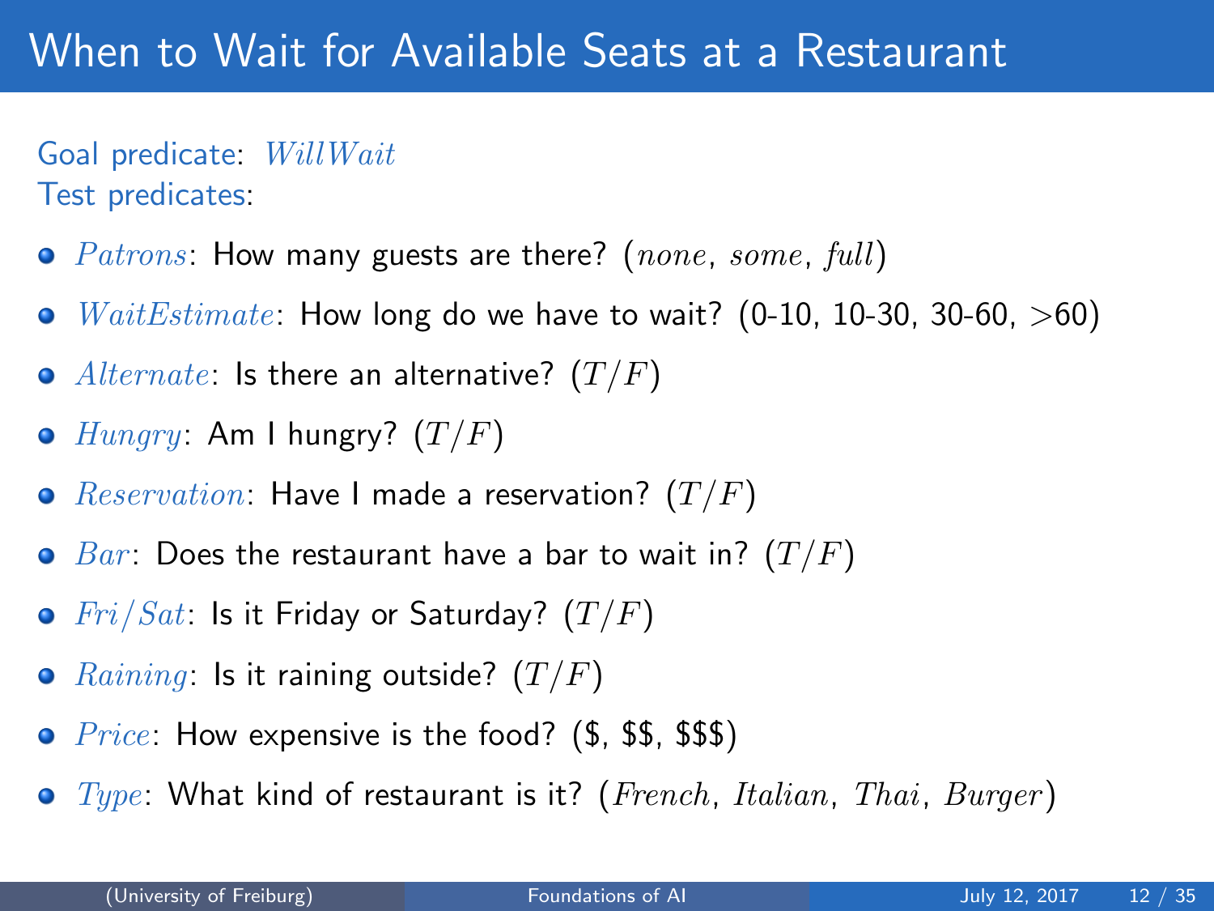# When to Wait for Available Seats at a Restaurant

Goal predicate: $WillWait$
Test predicates:

- $Patrons$: How many guests are there? ($none$, $some$, $full$)
- $WaitEstimate$: How long do we have to wait? (0-10, 10-30, 30-60, $>$60)
- $Alternate$: Is there an alternative? ($T/F$)
- $Hungry$: Am I hungry? ($T/F$)
- $Reservation$: Have I made a reservation? ($T/F$)
- $Bar$: Does the restaurant have a bar to wait in? ($T/F$)
- $Fri/Sat$: Is it Friday or Saturday? ($T/F$)
- $Raining$: Is it raining outside? ($T/F$)
- $Price$: How expensive is the food? ($, $$, $$$)
- $Type$: What kind of restaurant is it? ($French$, $Italian$, $Thai$, $Burger$)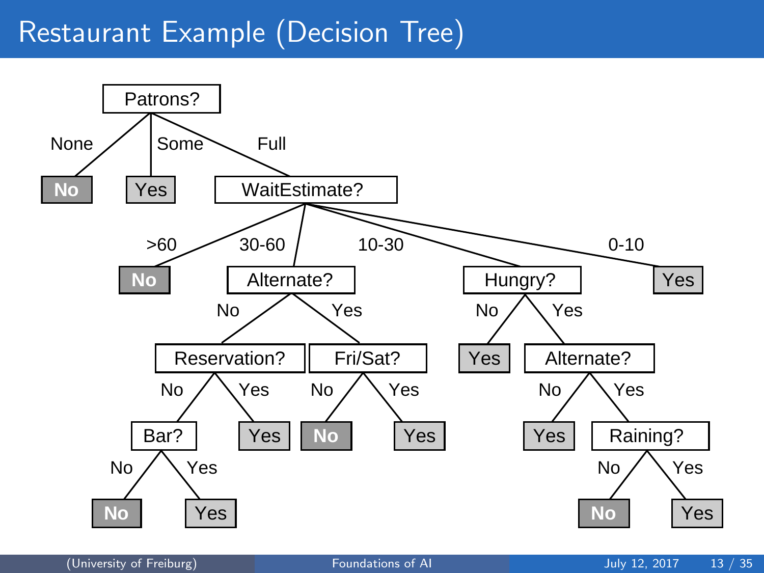# Restaurant Example (Decision Tree)

- Patrons?
  - None → No
  - Some → Yes
  - Full → WaitEstimate?
    - >60 → No
    - 30-60 → Alternate?
      - No → Reservation?
        - No → Bar?
          - No → No
          - Yes → Yes
        - Yes → Yes
      - Yes → Fri/Sat?
        - No → No
        - Yes → Yes
    - 10-30 → Hungry?
      - No → Yes
      - Yes → Alternate?
        - No → Yes
        - Yes → Raining?
          - No → No
          - Yes → Yes
    - 0-10 → Yes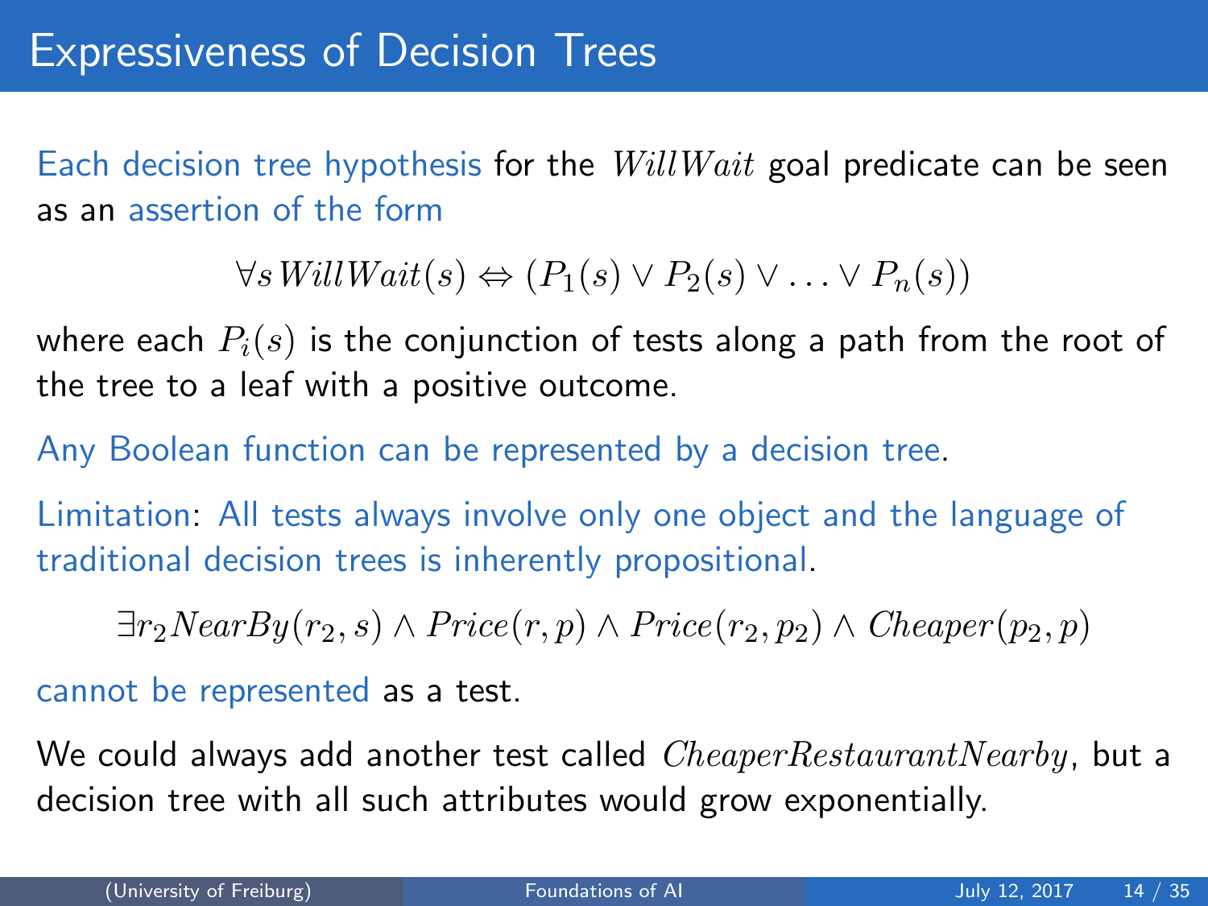# Expressiveness of Decision Trees

Each decision tree hypothesis for the $WillWait$ goal predicate can be seen as an assertion of the form

$$\forall s\, WillWait(s) \Leftrightarrow (P_1(s) \vee P_2(s) \vee \ldots \vee P_n(s))$$

where each $P_i(s)$ is the conjunction of tests along a path from the root of the tree to a leaf with a positive outcome.

Any Boolean function can be represented by a decision tree.

Limitation: All tests always involve only one object and the language of traditional decision trees is inherently propositional.

$$\exists r_2 NearBy(r_2, s) \wedge Price(r, p) \wedge Price(r_2, p_2) \wedge Cheaper(p_2, p)$$

cannot be represented as a test.

We could always add another test called $CheaperRestaurantNearby$, but a decision tree with all such attributes would grow exponentially.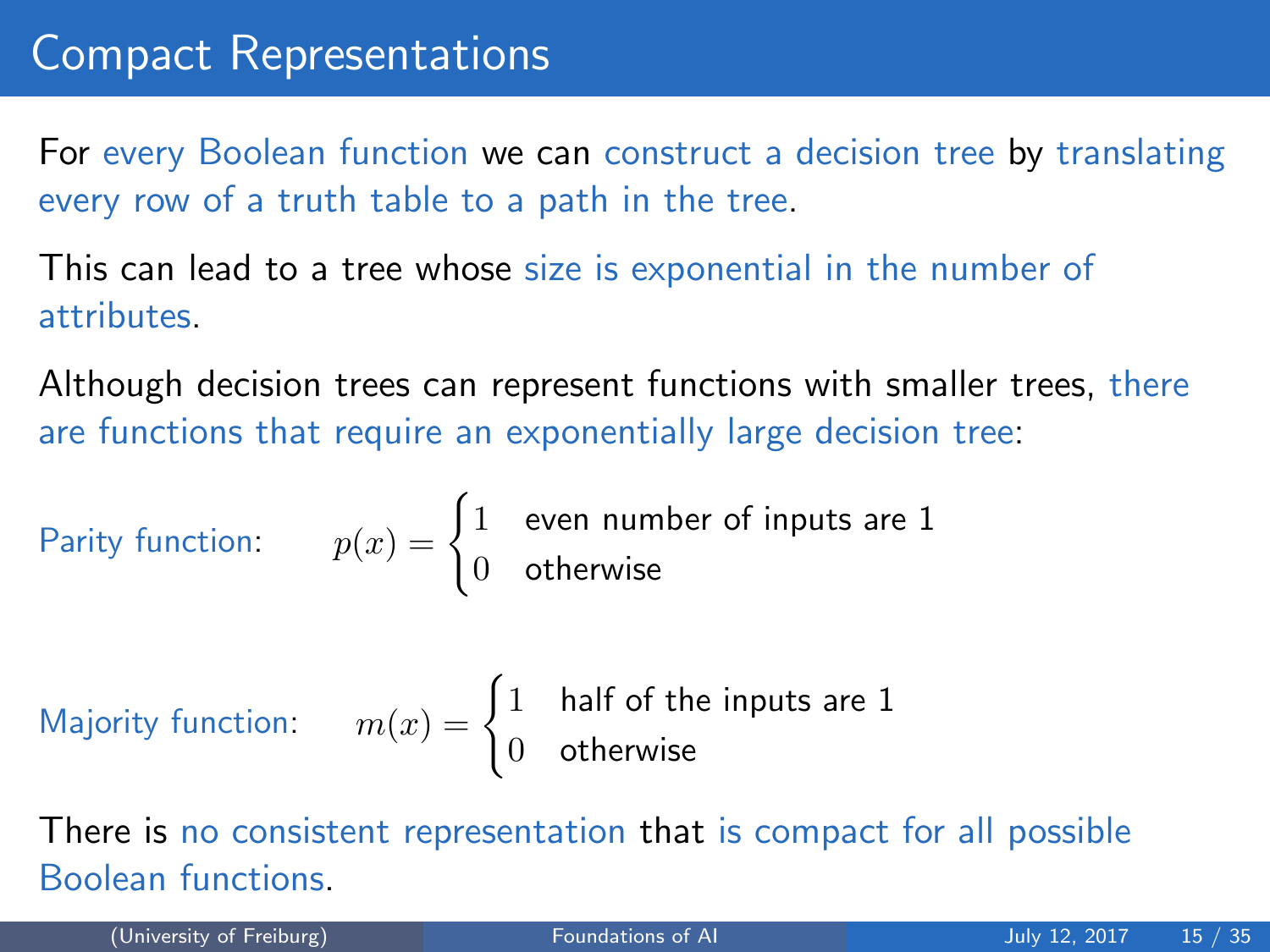# Compact Representations

For every Boolean function we can construct a decision tree by translating every row of a truth table to a path in the tree.

This can lead to a tree whose size is exponential in the number of attributes.

Although decision trees can represent functions with smaller trees, there are functions that require an exponentially large decision tree:

Parity function: $$p(x) = \begin{cases} 1 & \text{even number of inputs are 1} \\ 0 & \text{otherwise} \end{cases}$$

Majority function: $$m(x) = \begin{cases} 1 & \text{half of the inputs are 1} \\ 0 & \text{otherwise} \end{cases}$$

There is no consistent representation that is compact for all possible Boolean functions.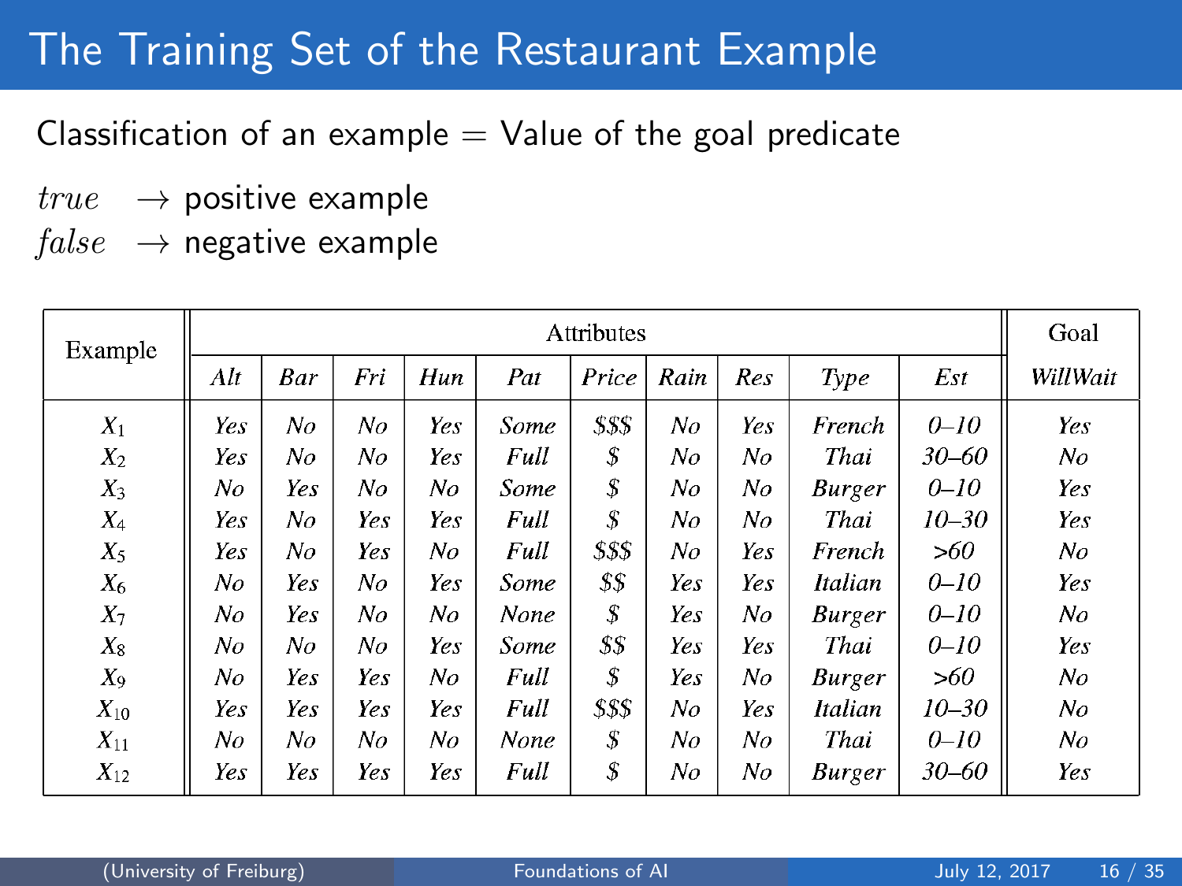# The Training Set of the Restaurant Example

Classification of an example = Value of the goal predicate

$true$ $\rightarrow$ positive example
$false$ $\rightarrow$ negative example

| Example | Attributes | | | | | | | | | | Goal |
|---|---|---|---|---|---|---|---|---|---|---|---|
| | *Alt* | *Bar* | *Fri* | *Hun* | *Pat* | *Price* | *Rain* | *Res* | *Type* | *Est* | *WillWait* |
| $X_1$ | *Yes* | *No* | *No* | *Yes* | *Some* | *$$$* | *No* | *Yes* | *French* | *0–10* | *Yes* |
| $X_2$ | *Yes* | *No* | *No* | *Yes* | *Full* | *$* | *No* | *No* | *Thai* | *30–60* | *No* |
| $X_3$ | *No* | *Yes* | *No* | *No* | *Some* | *$* | *No* | *No* | *Burger* | *0–10* | *Yes* |
| $X_4$ | *Yes* | *No* | *Yes* | *Yes* | *Full* | *$* | *No* | *No* | *Thai* | *10–30* | *Yes* |
| $X_5$ | *Yes* | *No* | *Yes* | *No* | *Full* | *$$$* | *No* | *Yes* | *French* | *>60* | *No* |
| $X_6$ | *No* | *Yes* | *No* | *Yes* | *Some* | *$$* | *Yes* | *Yes* | *Italian* | *0–10* | *Yes* |
| $X_7$ | *No* | *Yes* | *No* | *No* | *None* | *$* | *Yes* | *No* | *Burger* | *0–10* | *No* |
| $X_8$ | *No* | *No* | *No* | *Yes* | *Some* | *$$* | *Yes* | *Yes* | *Thai* | *0–10* | *Yes* |
| $X_9$ | *No* | *Yes* | *Yes* | *No* | *Full* | *$* | *Yes* | *No* | *Burger* | *>60* | *No* |
| $X_{10}$ | *Yes* | *Yes* | *Yes* | *Yes* | *Full* | *$$$* | *No* | *Yes* | *Italian* | *10–30* | *No* |
| $X_{11}$ | *No* | *No* | *No* | *No* | *None* | *$* | *No* | *No* | *Thai* | *0–10* | *No* |
| $X_{12}$ | *Yes* | *Yes* | *Yes* | *Yes* | *Full* | *$* | *No* | *No* | *Burger* | *30–60* | *Yes* |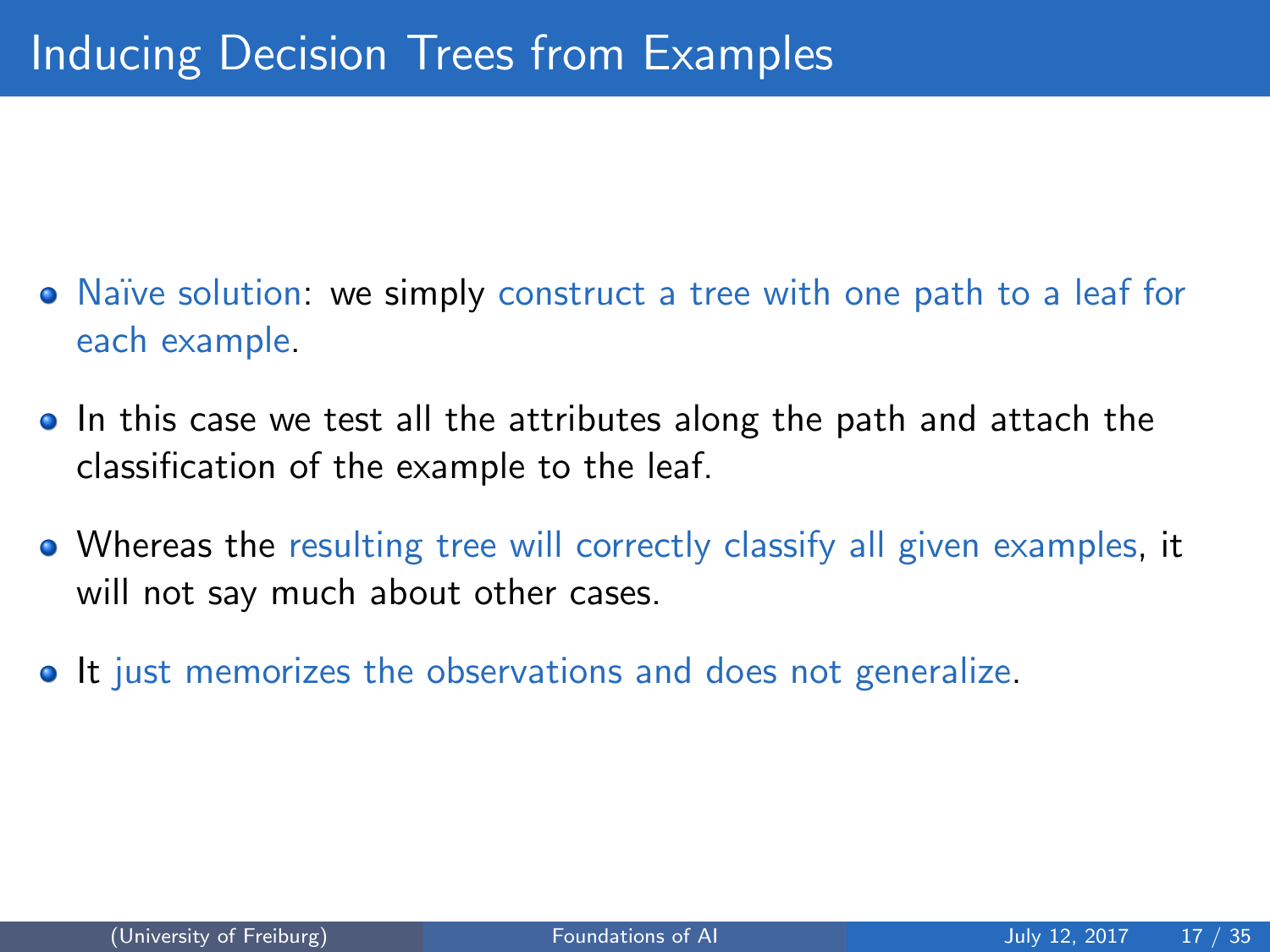# Inducing Decision Trees from Examples

- Naïve solution: we simply construct a tree with one path to a leaf for each example.
- In this case we test all the attributes along the path and attach the classification of the example to the leaf.
- Whereas the resulting tree will correctly classify all given examples, it will not say much about other cases.
- It just memorizes the observations and does not generalize.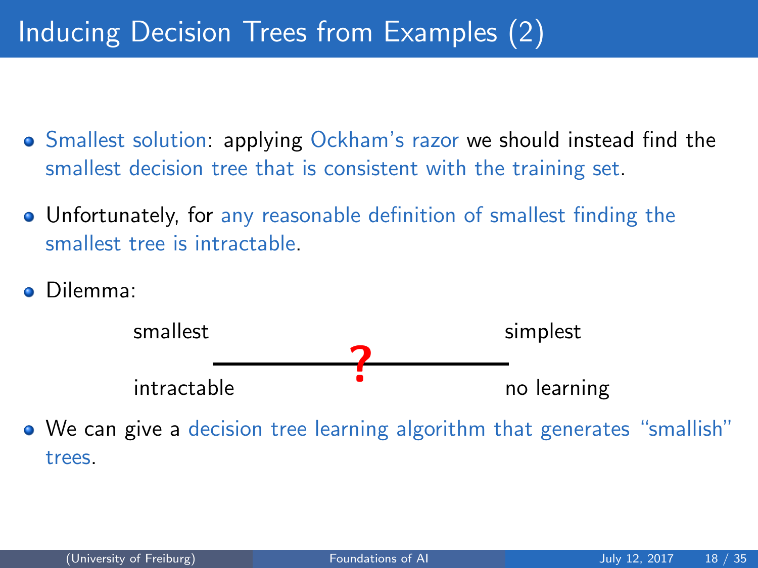# Inducing Decision Trees from Examples (2)

- Smallest solution: applying Ockham's razor we should instead find the smallest decision tree that is consistent with the training set.
- Unfortunately, for any reasonable definition of smallest finding the smallest tree is intractable.
- Dilemma:

| smallest | ? | simplest |
|---|---|---|
| intractable | | no learning |

- We can give a decision tree learning algorithm that generates "smallish" trees.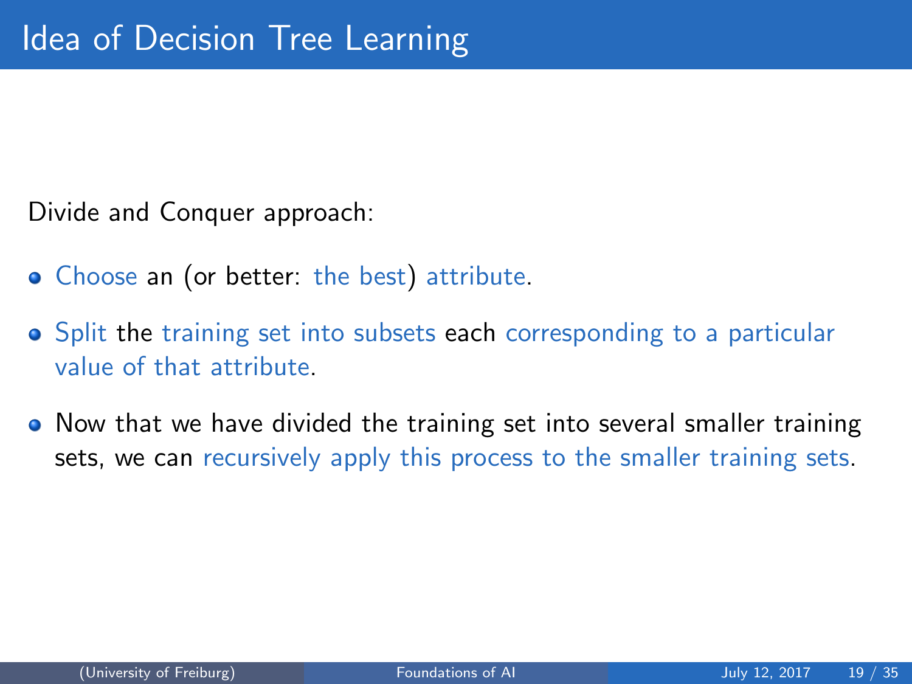# Idea of Decision Tree Learning

Divide and Conquer approach:

- Choose an (or better: the best) attribute.
- Split the training set into subsets each corresponding to a particular value of that attribute.
- Now that we have divided the training set into several smaller training sets, we can recursively apply this process to the smaller training sets.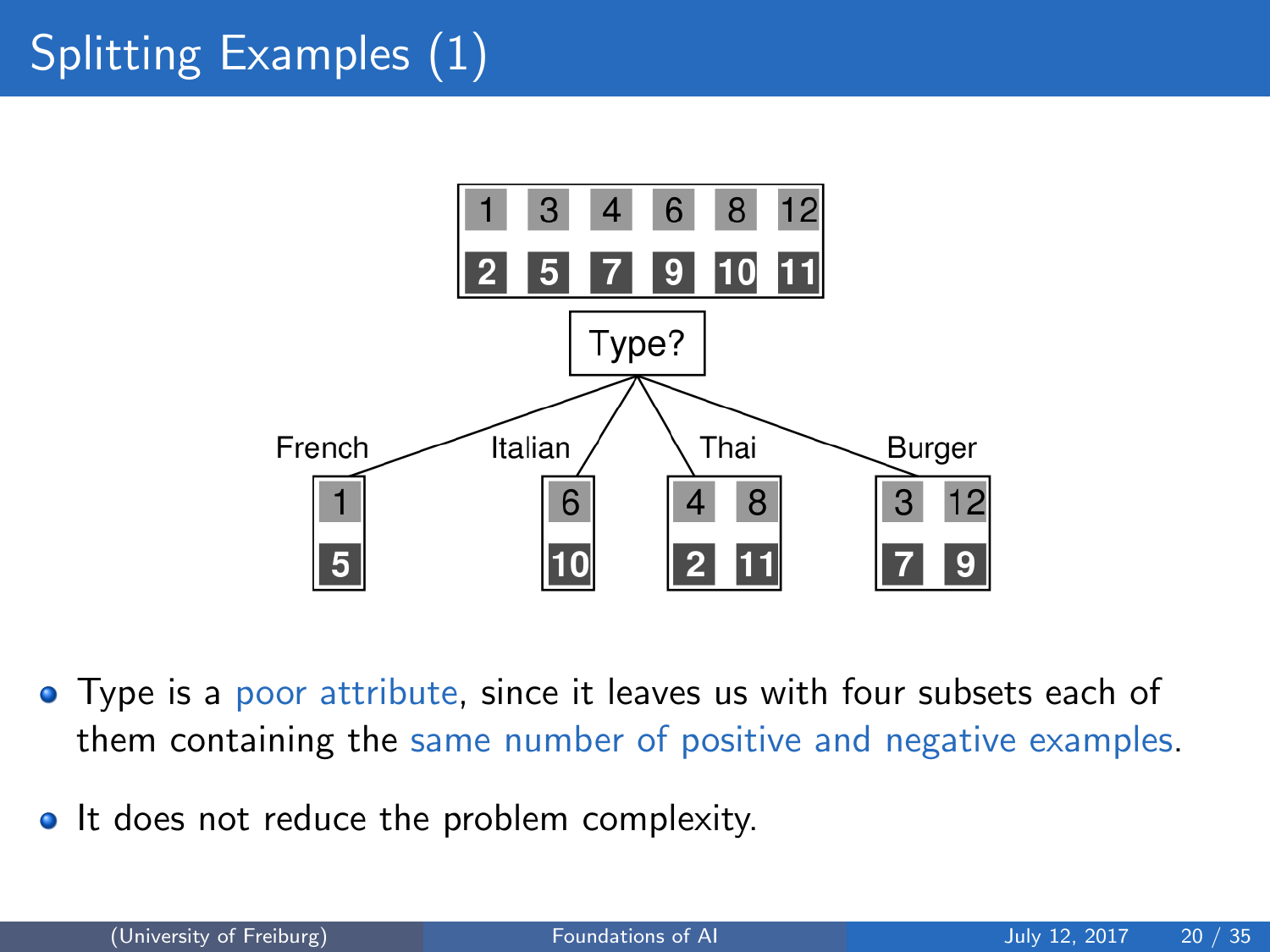# Splitting Examples (1)

1 3 4 6 8 12

2 5 7 9 10 11

Type?

French: 1 / 5

Italian: 6 / 10

Thai: 4 8 / 2 11

Burger: 3 12 / 7 9

- Type is a poor attribute, since it leaves us with four subsets each of them containing the same number of positive and negative examples.
- It does not reduce the problem complexity.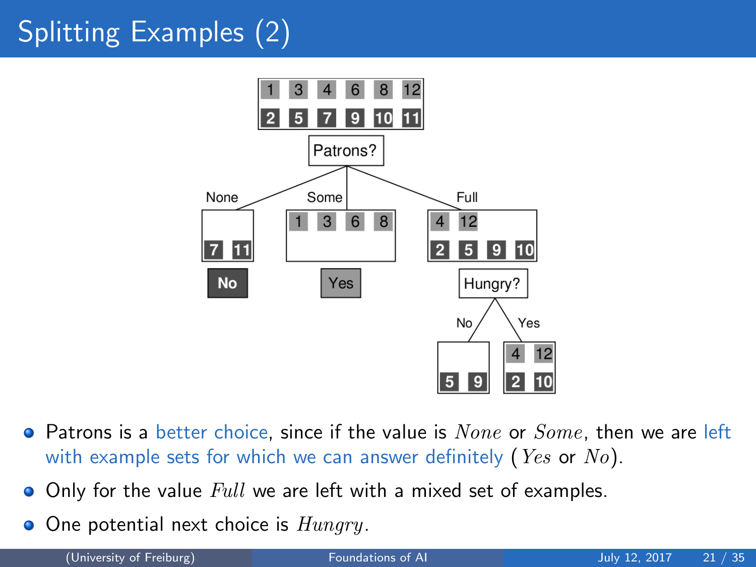# Splitting Examples (2)

- Patrons is a better choice, since if the value is $None$ or $Some$, then we are left with example sets for which we can answer definitely ($Yes$ or $No$).
- Only for the value $Full$ we are left with a mixed set of examples.
- One potential next choice is $Hungry$.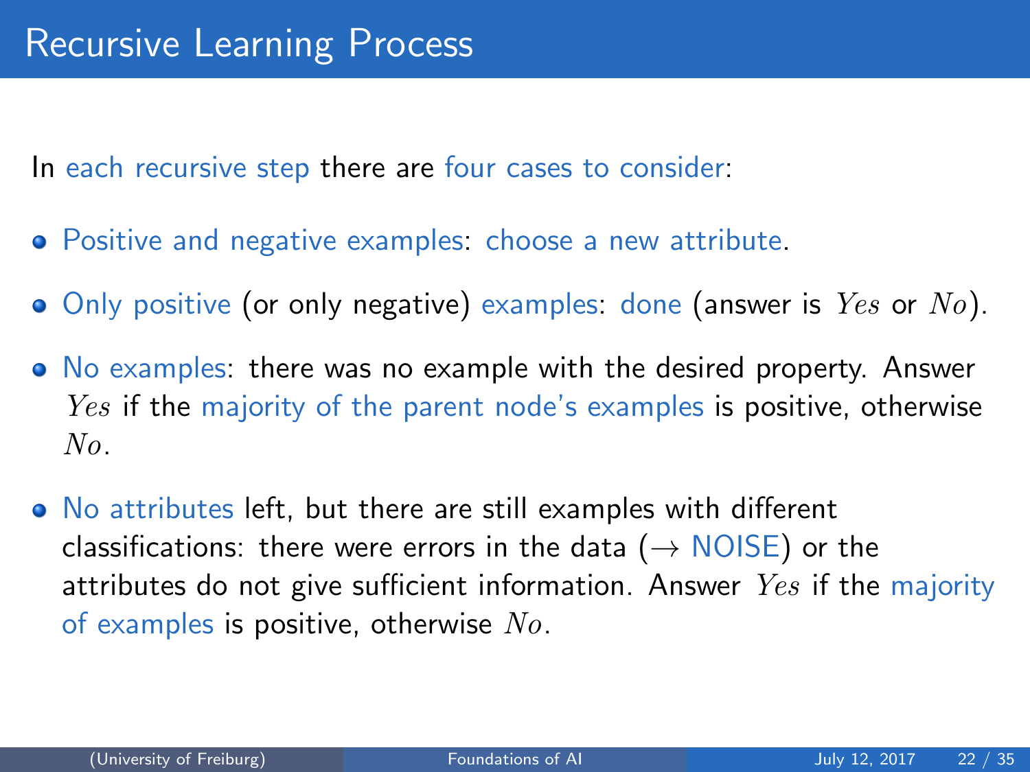# Recursive Learning Process

In each recursive step there are four cases to consider:

- Positive and negative examples: choose a new attribute.
- Only positive (or only negative) examples: done (answer is $Yes$ or $No$).
- No examples: there was no example with the desired property. Answer $Yes$ if the majority of the parent node's examples is positive, otherwise $No$.
- No attributes left, but there are still examples with different classifications: there were errors in the data ($\rightarrow$ NOISE) or the attributes do not give sufficient information. Answer $Yes$ if the majority of examples is positive, otherwise $No$.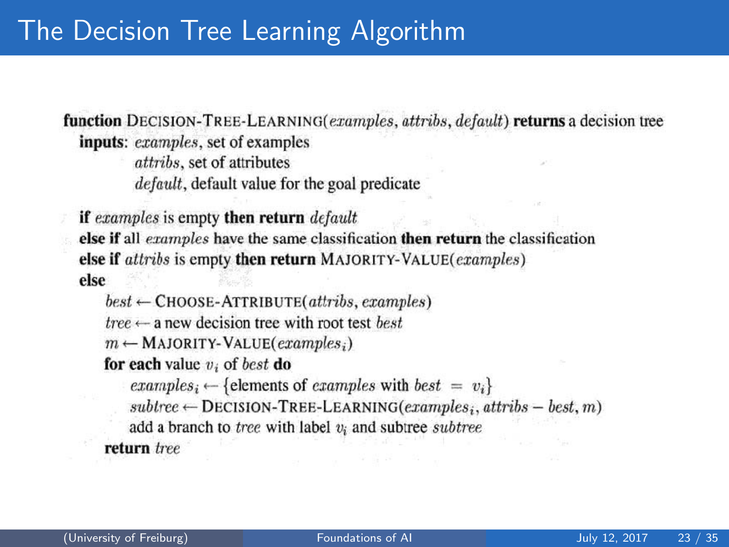# The Decision Tree Learning Algorithm

```
function DECISION-TREE-LEARNING(examples, attribs, default) returns a decision tree
  inputs: examples, set of examples
          attribs, set of attributes
          default, default value for the goal predicate

  if examples is empty then return default
  else if all examples have the same classification then return the classification
  else if attribs is empty then return MAJORITY-VALUE(examples)
  else
      best ← CHOOSE-ATTRIBUTE(attribs, examples)
      tree ← a new decision tree with root test best
      m ← MAJORITY-VALUE(examples_i)
      for each value v_i of best do
          examples_i ← {elements of examples with best = v_i}
          subtree ← DECISION-TREE-LEARNING(examples_i, attribs − best, m)
          add a branch to tree with label v_i and subtree subtree
      return tree
```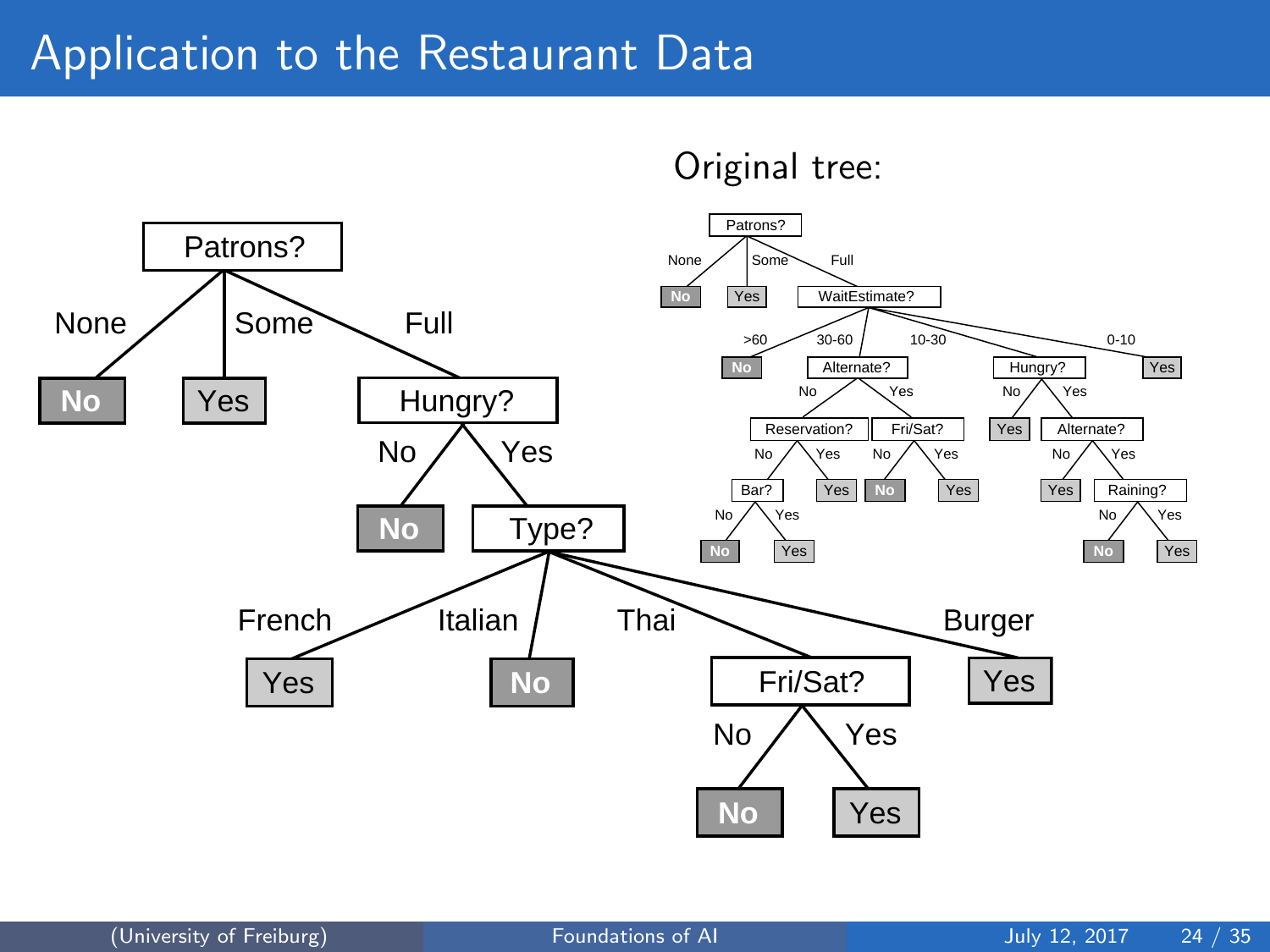# Application to the Restaurant Data

Original tree:

- Patrons?
  - None → **No**
  - Some → Yes
  - Full → Hungry?
    - No → **No**
    - Yes → Type?
      - French → Yes
      - Italian → **No**
      - Thai → Fri/Sat?
        - No → **No**
        - Yes → Yes
      - Burger → Yes

Original tree:

- Patrons?
  - None → **No**
  - Some → Yes
  - Full → WaitEstimate?
    - >60 → **No**
    - 30-60 → Alternate?
      - No → Reservation?
        - No → Bar?
          - No → **No**
          - Yes → Yes
        - Yes → Yes
      - Yes → Fri/Sat?
        - No → **No**
        - Yes → Yes
    - 10-30 → Hungry?
      - No → Yes
      - Yes → Alternate?
        - No → Yes
        - Yes → Raining?
          - No → **No**
          - Yes → Yes
    - 0-10 → Yes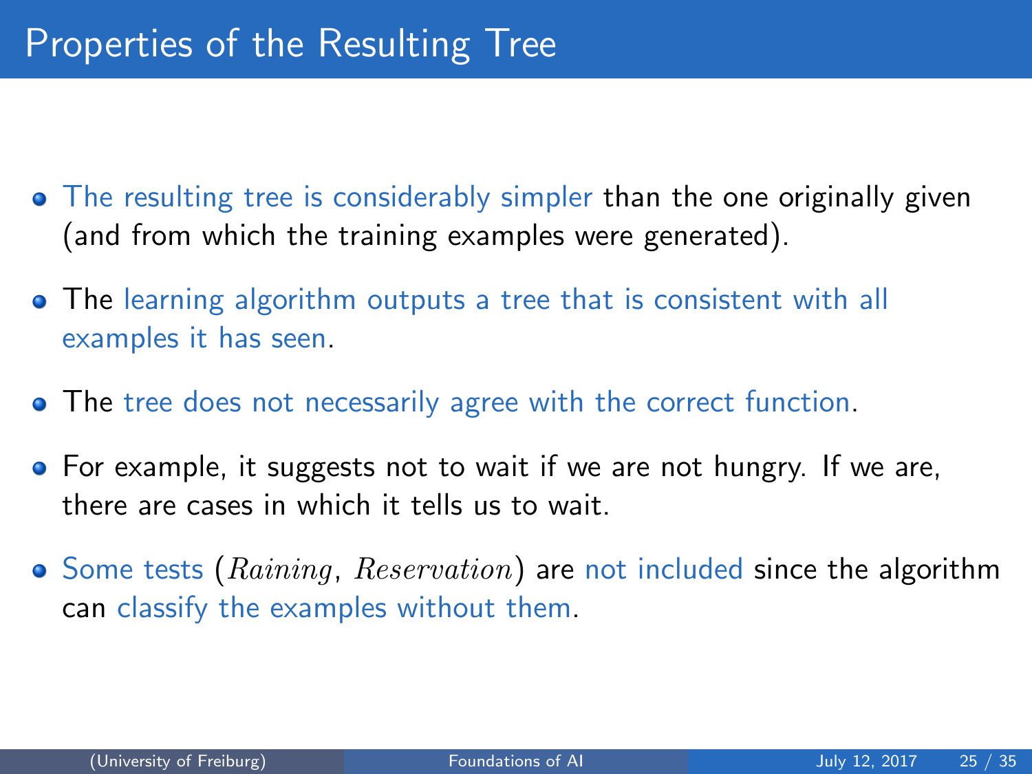# Properties of the Resulting Tree

- The resulting tree is considerably simpler than the one originally given (and from which the training examples were generated).
- The learning algorithm outputs a tree that is consistent with all examples it has seen.
- The tree does not necessarily agree with the correct function.
- For example, it suggests not to wait if we are not hungry. If we are, there are cases in which it tells us to wait.
- Some tests ($Raining$, $Reservation$) are not included since the algorithm can classify the examples without them.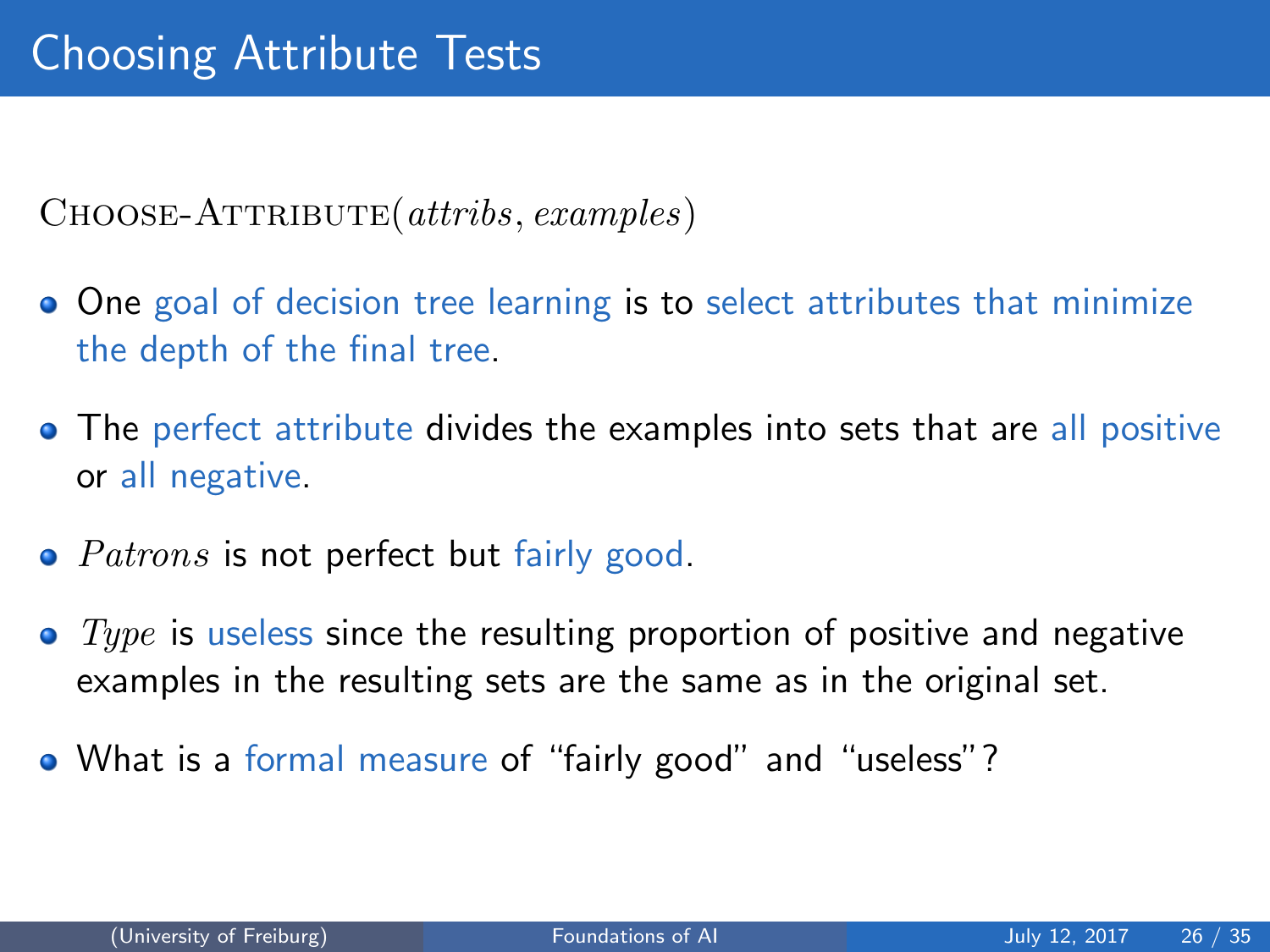# Choosing Attribute Tests

CHOOSE-ATTRIBUTE($attribs, examples$)

- One goal of decision tree learning is to select attributes that minimize the depth of the final tree.
- The perfect attribute divides the examples into sets that are all positive or all negative.
- $Patrons$ is not perfect but fairly good.
- $Type$ is useless since the resulting proportion of positive and negative examples in the resulting sets are the same as in the original set.
- What is a formal measure of "fairly good" and "useless"?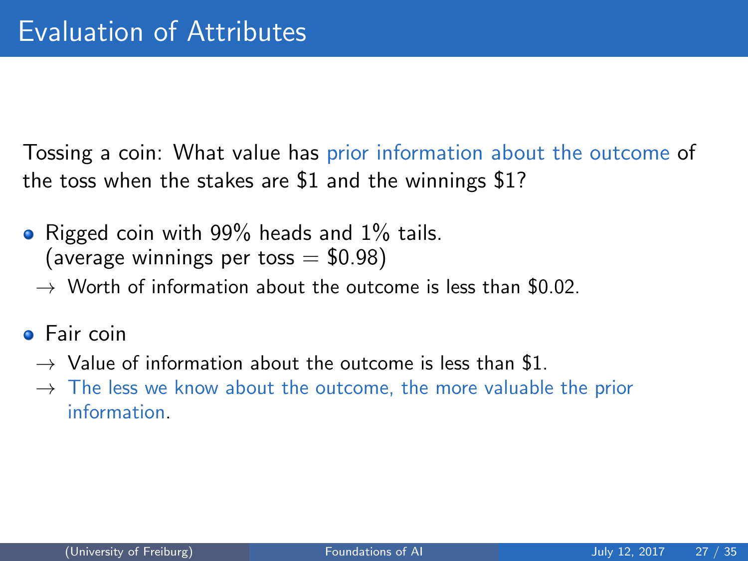# Evaluation of Attributes

Tossing a coin: What value has prior information about the outcome of the toss when the stakes are $1 and the winnings $1?

- Rigged coin with 99% heads and 1% tails.
  (average winnings per toss = $0.98)
  → Worth of information about the outcome is less than $0.02.
- Fair coin
  → Value of information about the outcome is less than $1.
  → The less we know about the outcome, the more valuable the prior information.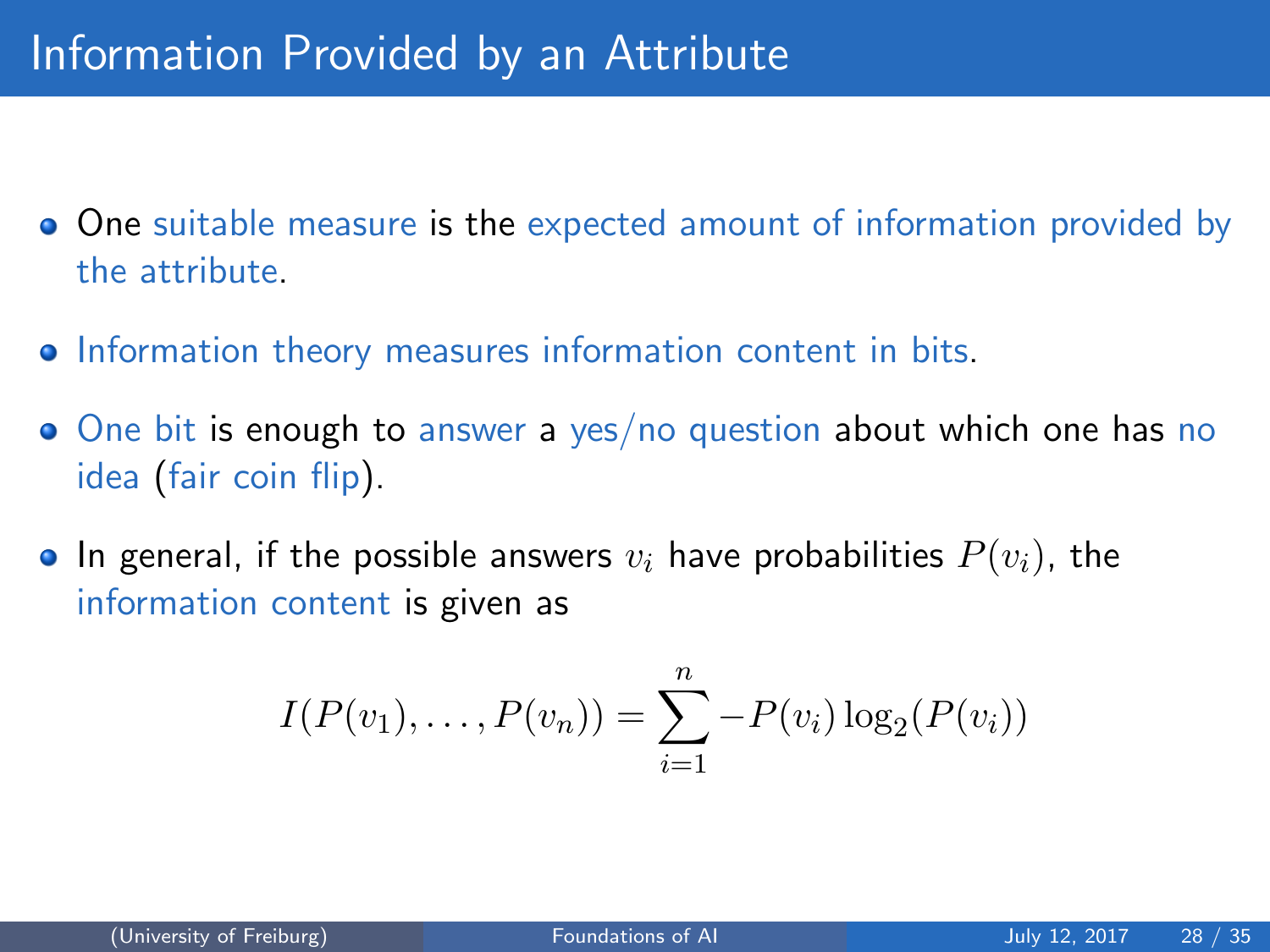# Information Provided by an Attribute

- One suitable measure is the expected amount of information provided by the attribute.
- Information theory measures information content in bits.
- One bit is enough to answer a yes/no question about which one has no idea (fair coin flip).
- In general, if the possible answers $v_i$ have probabilities $P(v_i)$, the information content is given as

$$I(P(v_1), \ldots, P(v_n)) = \sum_{i=1}^{n} -P(v_i) \log_2(P(v_i))$$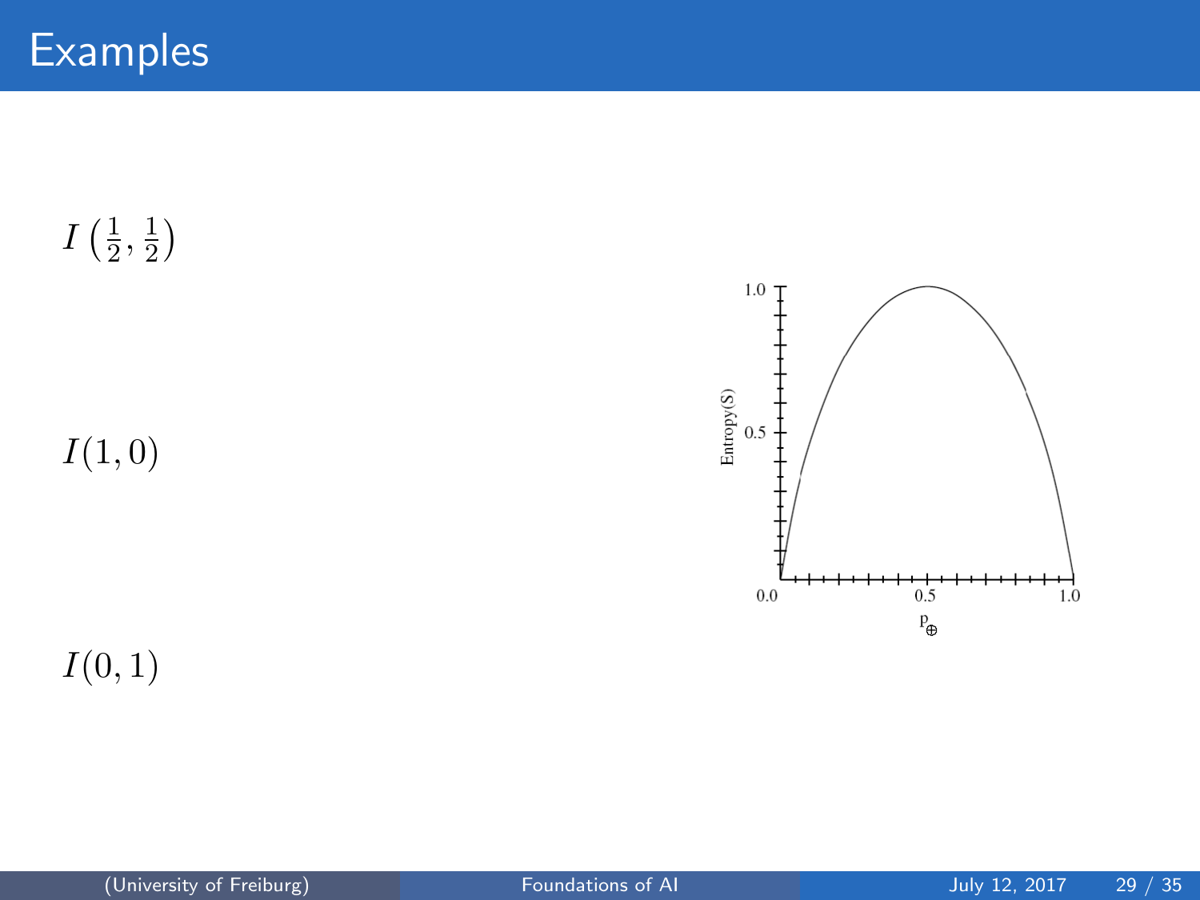# Examples

$I\left(\frac{1}{2}, \frac{1}{2}\right)$

$I(1, 0)$

$I(0, 1)$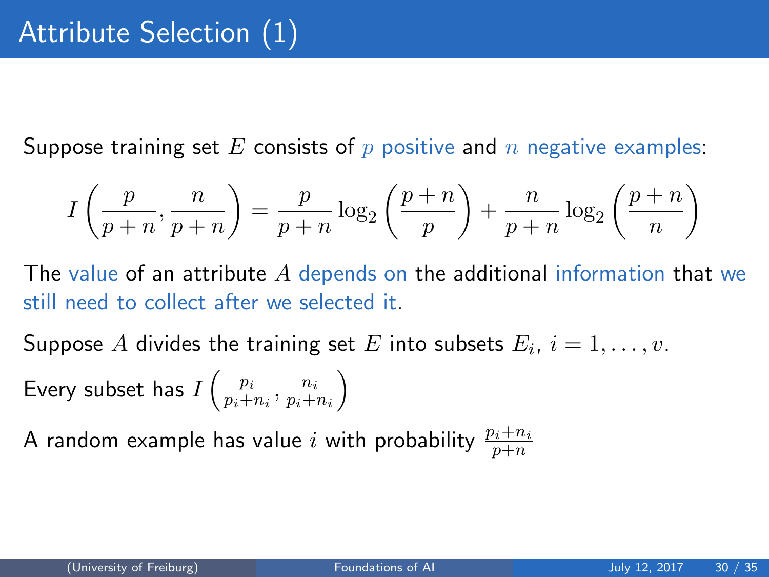# Attribute Selection (1)

Suppose training set $E$ consists of $p$ positive and $n$ negative examples:

$$I\left(\frac{p}{p+n}, \frac{n}{p+n}\right) = \frac{p}{p+n}\log_2\left(\frac{p+n}{p}\right) + \frac{n}{p+n}\log_2\left(\frac{p+n}{n}\right)$$

The value of an attribute $A$ depends on the additional information that we still need to collect after we selected it.

Suppose $A$ divides the training set $E$ into subsets $E_i$, $i = 1, \ldots, v$.

Every subset has $I\left(\frac{p_i}{p_i+n_i}, \frac{n_i}{p_i+n_i}\right)$

A random example has value $i$ with probability $\frac{p_i+n_i}{p+n}$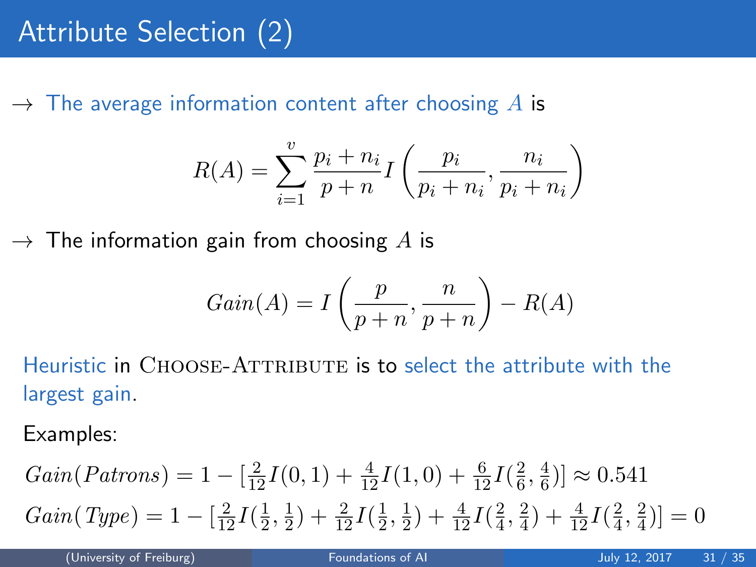# Attribute Selection (2)

→ The average information content after choosing $A$ is

$$R(A) = \sum_{i=1}^{v} \frac{p_i + n_i}{p + n} I\left(\frac{p_i}{p_i + n_i}, \frac{n_i}{p_i + n_i}\right)$$

→ The information gain from choosing $A$ is

$$Gain(A) = I\left(\frac{p}{p + n}, \frac{n}{p + n}\right) - R(A)$$

Heuristic in CHOOSE-ATTRIBUTE is to select the attribute with the largest gain.

Examples:

$$Gain(Patrons) = 1 - [\tfrac{2}{12} I(0,1) + \tfrac{4}{12} I(1,0) + \tfrac{6}{12} I(\tfrac{2}{6}, \tfrac{4}{6})] \approx 0.541$$

$$Gain(Type) = 1 - [\tfrac{2}{12} I(\tfrac{1}{2}, \tfrac{1}{2}) + \tfrac{2}{12} I(\tfrac{1}{2}, \tfrac{1}{2}) + \tfrac{4}{12} I(\tfrac{2}{4}, \tfrac{2}{4}) + \tfrac{4}{12} I(\tfrac{2}{4}, \tfrac{2}{4})] = 0$$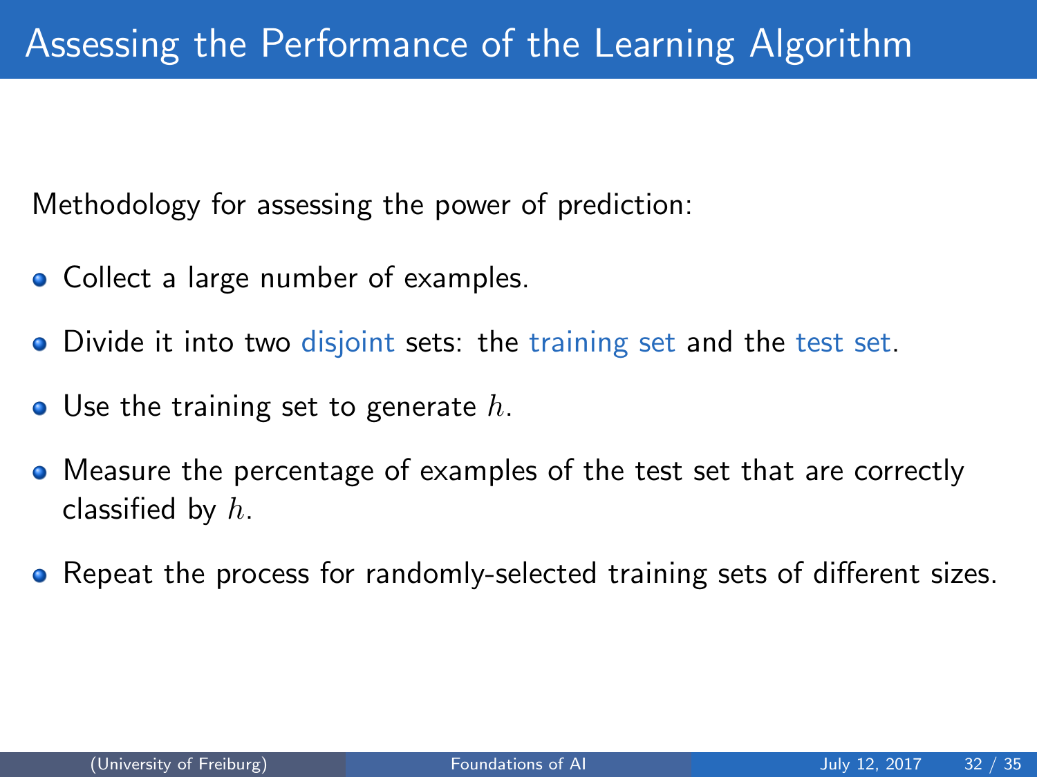# Assessing the Performance of the Learning Algorithm

Methodology for assessing the power of prediction:

- Collect a large number of examples.
- Divide it into two disjoint sets: the training set and the test set.
- Use the training set to generate $h$.
- Measure the percentage of examples of the test set that are correctly classified by $h$.
- Repeat the process for randomly-selected training sets of different sizes.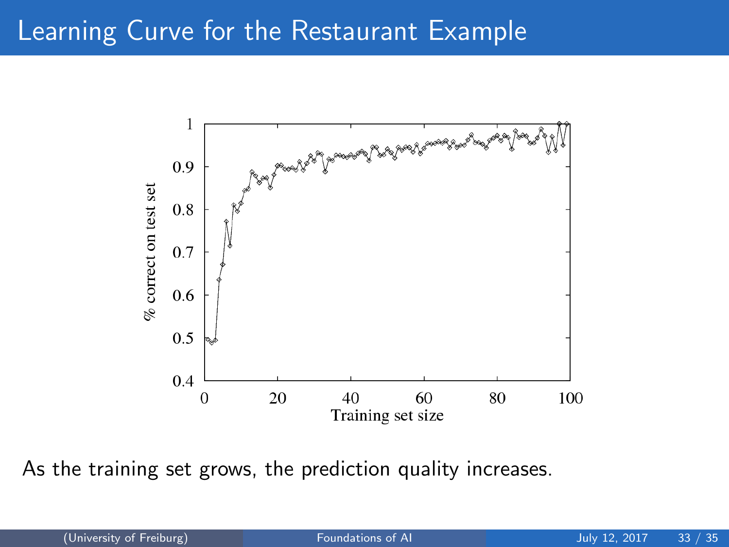# Learning Curve for the Restaurant Example

As the training set grows, the prediction quality increases.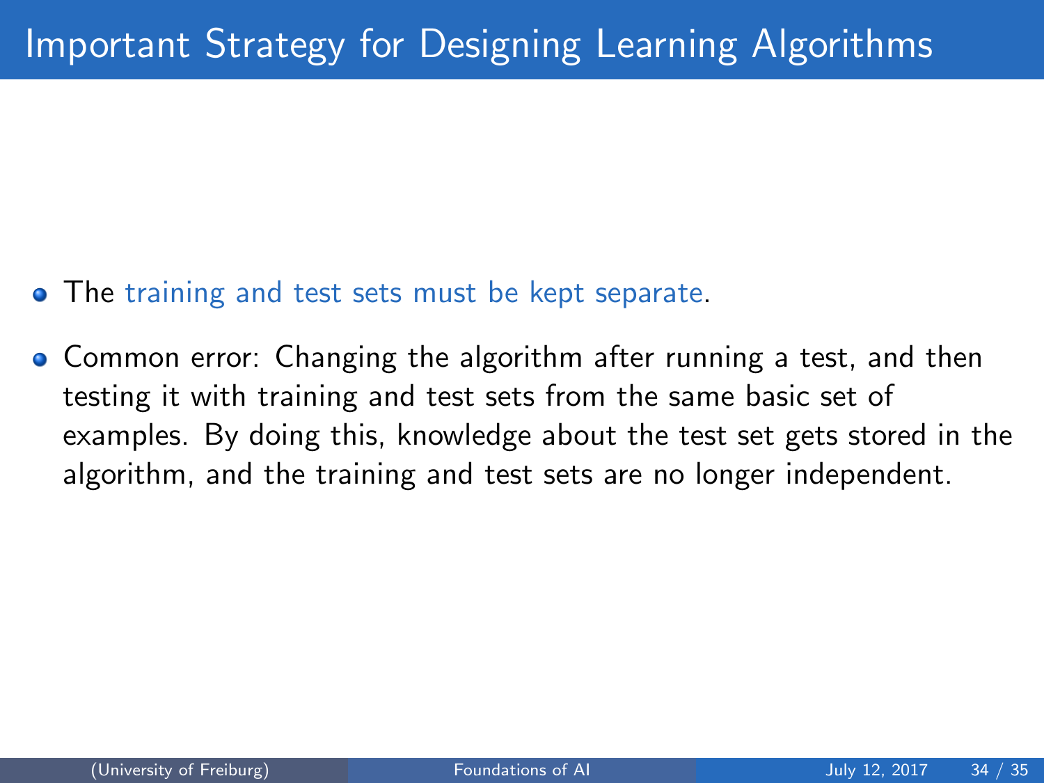# Important Strategy for Designing Learning Algorithms

- The training and test sets must be kept separate.
- Common error: Changing the algorithm after running a test, and then testing it with training and test sets from the same basic set of examples. By doing this, knowledge about the test set gets stored in the algorithm, and the training and test sets are no longer independent.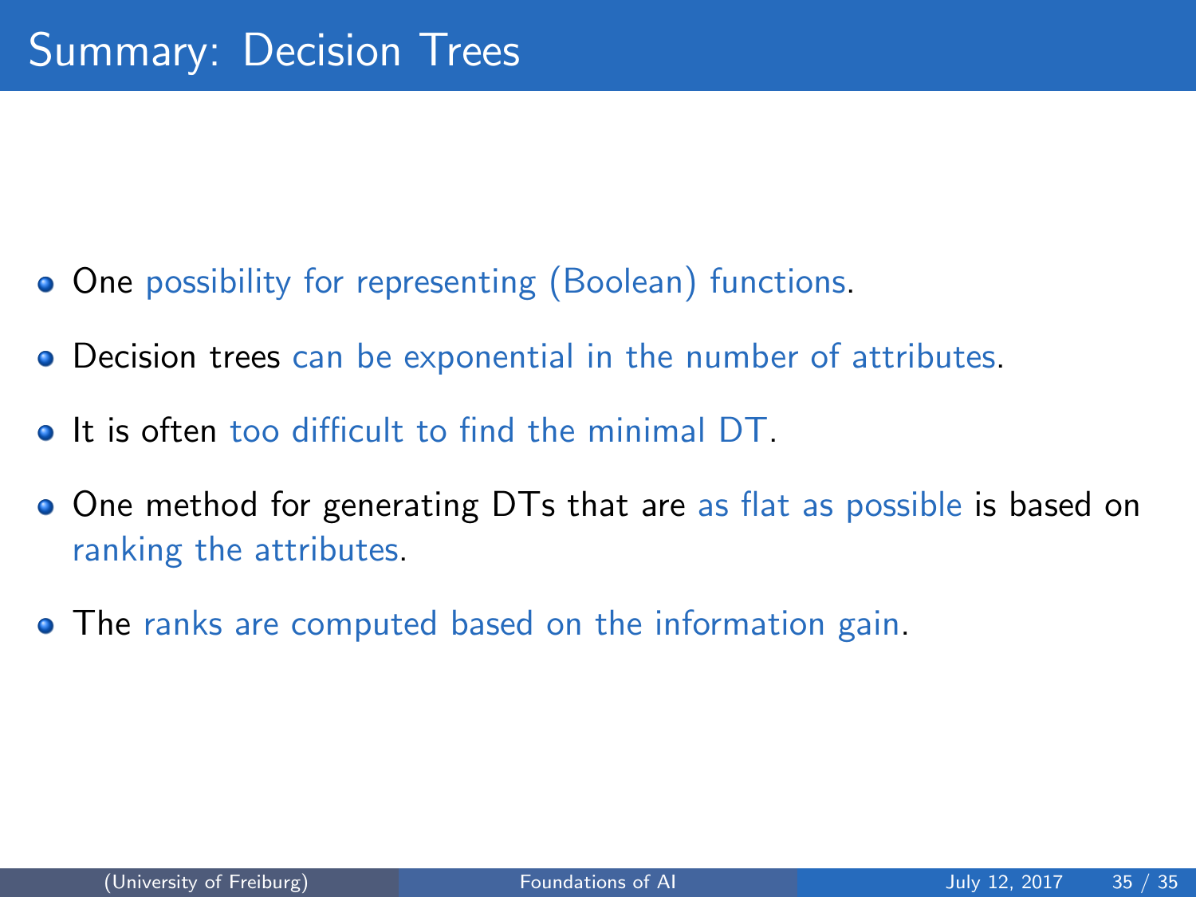# Summary: Decision Trees

- One possibility for representing (Boolean) functions.
- Decision trees can be exponential in the number of attributes.
- It is often too difficult to find the minimal DT.
- One method for generating DTs that are as flat as possible is based on ranking the attributes.
- The ranks are computed based on the information gain.